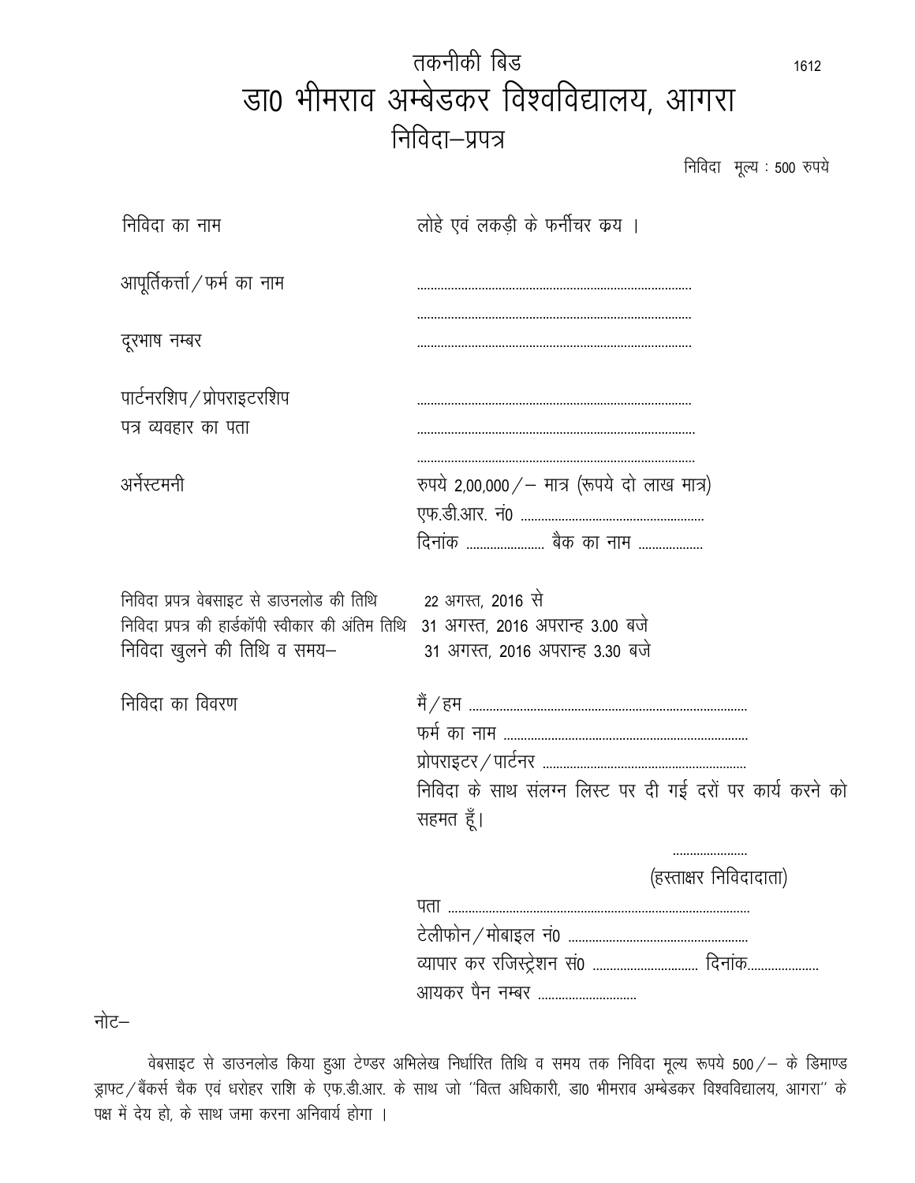# तकनीकी बिड

# डा0 भीमराव अम्बेडकर विश्वविद्यालय, आगरा

## निविदा–प्रपत्र

निविदा मूल्य : 500 रुपये

| | |
|---|---|
| निविदा का नाम | लोहे एवं लकड़ी के फर्नीचर क्रय । |
| आपूर्तिकर्त्ता / फर्म का नाम | .................................................................. |
| | .................................................................. |
| दूरभाष नम्बर | .................................................................. |
| पार्टनरशिप / प्रोपराइटरशिप | .................................................................. |
| पत्र व्यवहार का पता | .................................................................. |
| | .................................................................. |
| अर्नेस्टमनी | रुपये 2,00,000 / – मात्र (रूपये दो लाख मात्र) |
| | एफ.डी.आर. नं0 ...................................................... |
| | दिनांक ...................... बैक का नाम .................. |
| निविदा प्रपत्र वेबसाइट से डाउनलोड की तिथि | 22 अगस्त, 2016 से |
| निविदा प्रपत्र की हार्डकॉपी स्वीकार की अंतिम तिथि | 31 अगस्त, 2016 अपरान्ह 3.00 बजे |
| निविदा खुलने की तिथि व समय– | 31 अगस्त, 2016 अपरान्ह 3.30 बजे |

निविदा का विवरण

मैं / हम ..................................................................

फर्म का नाम ........................................................................

प्रोपराइटर / पार्टनर ............................................................

निविदा के साथ संलग्न लिस्ट पर दी गई दरों पर कार्य करने को सहमत हूँ।

......................

(हस्ताक्षर निविदादाता)

पता ........................................................................................

टेलीफोन / मोबाइल नं0 .....................................................

व्यापार कर रजिस्ट्रेशन सं0 ............................... दिनांक....................

आयकर पैन नम्बर .............................

नोट–

वेबसाइट से डाउनलोड किया हुआ टेण्डर अभिलेख निर्धारित तिथि व समय तक निविदा मूल्य रूपये 500 / – के डिमाण्ड ड्राफ्ट / बैंकर्स चैक एवं धरोहर राशि के एफ.डी.आर. के साथ जो ''वित्त अधिकारी, डा0 भीमराव अम्बेडकर विश्वविद्यालय, आगरा'' के पक्ष में देय हो, के साथ जमा करना अनिवार्य होगा ।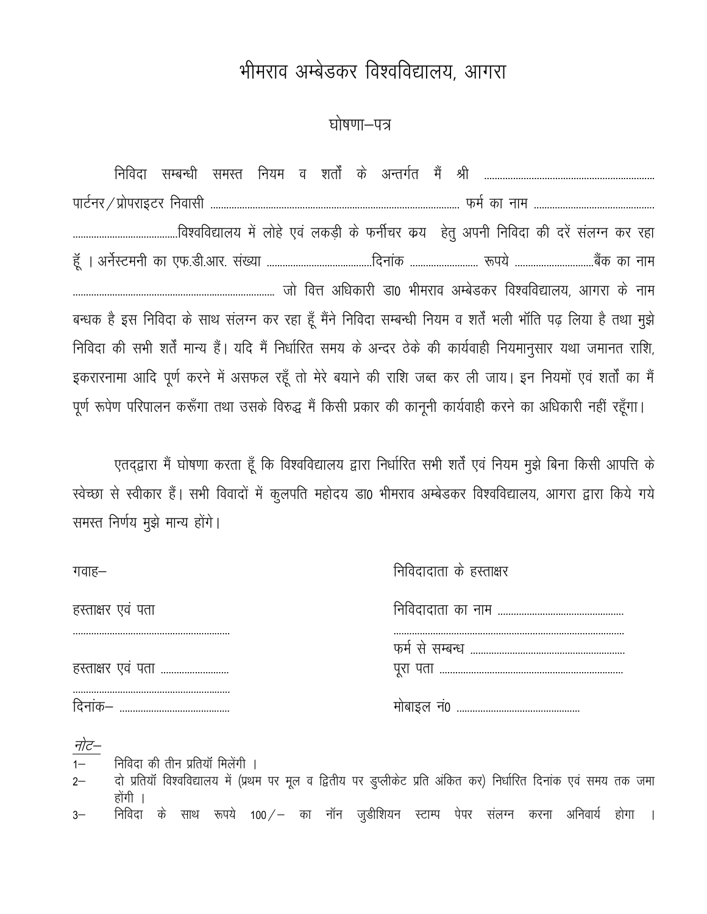# भीमराव अम्बेडकर विश्वविद्यालय, आगरा

## घोषणा–पत्र

निविदा सम्बन्धी समस्त नियम व शर्तों के अन्तर्गत मैं श्री ............................................................... पार्टनर/प्रोपराइटर निवासी ........................................................................................ फर्म का नाम ........................................ ........................................विश्वविद्यालय में लोहे एवं लकड़ी के फर्नीचर क्रय हेतु अपनी निविदा की दरें संलग्न कर रहा हूँ । अर्नेस्टमनी का एफ.डी.आर. संख्या ........................................दिनांक ......................... रूपये ..............................बैंक का नाम ............................................................................ जो वित्त अधिकारी डा0 भीमराव अम्बेडकर विश्वविद्यालय, आगरा के नाम बन्धक है इस निविदा के साथ संलग्न कर रहा हूँ मैंने निविदा सम्बन्धी नियम व शर्तें भली भाँति पढ़ लिया है तथा मुझे निविदा की सभी शर्तें मान्य हैं। यदि मैं निर्धारित समय के अन्दर ठेके की कार्यवाही नियमानुसार यथा जमानत राशि, इकरारनामा आदि पूर्ण करने में असफल रहूँ तो मेरे बयाने की राशि जब्त कर ली जाय। इन नियमों एवं शर्तों का मैं पूर्ण रूपेण परिपालन करूँगा तथा उसके विरुद्ध मैं किसी प्रकार की कानूनी कार्यवाही करने का अधिकारी नहीं रहूँगा।

एतद्द्वारा मैं घोषणा करता हूँ कि विश्वविद्यालय द्वारा निर्धारित सभी शर्तें एवं नियम मुझे बिना किसी आपत्ति के स्वेच्छा से स्वीकार हैं। सभी विवादों में कुलपति महोदय डा0 भीमराव अम्बेडकर विश्वविद्यालय, आगरा द्वारा किये गये समस्त निर्णय मुझे मान्य होंगे।

गवाह–

हस्ताक्षर एवं पता
............................................................

हस्ताक्षर एवं पता .........................
............................................................

दिनांक– ..........................................

निविदादाता के हस्ताक्षर

निविदादाता का नाम ................................................
........................................................................

फर्म से सम्बन्ध ..........................................................

पूरा पता ......................................................................

मोबाइल नं0 ................................................

*नोट–*

1– निविदा की तीन प्रतियॉ मिलेंगी ।

2– दो प्रतियॉ विश्वविद्यालय में (प्रथम पर मूल व द्वितीय पर डुप्लीकेट प्रति अंकित कर) निर्धारित दिनांक एवं समय तक जमा होंगी ।

3– निविदा के साथ रूपये 100/– का नॉन जुडीशियन स्टाम्प पेपर संलग्न करना अनिवार्य होगा ।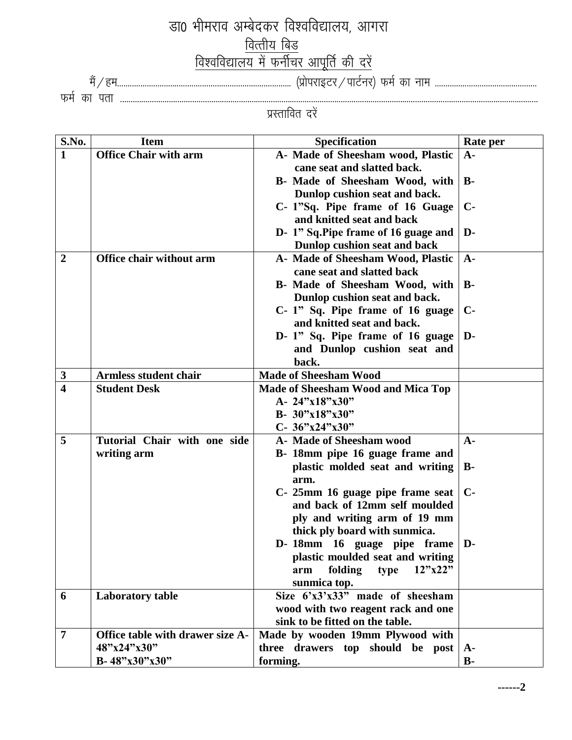# डा0 भीमराव अम्बेदकर विश्वविद्यालय, आगरा

## वित्तीय बिड

## विश्वविद्यालय में फर्नीचर आपूर्ति की दरें

मैं / हम................................................................................. (प्रोपराइटर / पार्टनर) फर्म का नाम ...............................................

फर्म का पता ...............................................................................................................................................................................

प्रस्तावित दरें

| S.No. | Item | Specification | Rate per |
|---|---|---|---|
| **1** | **Office Chair with arm** | **A- Made of Sheesham wood, Plastic cane seat and slatted back.**<br>**B- Made of Sheesham Wood, with Dunlop cushion seat and back.**<br>**C- 1"Sq. Pipe frame of 16 Guage and knitted seat and back**<br>**D- 1" Sq.Pipe frame of 16 guage and Dunlop cushion seat and back** | **A-**<br>**B-**<br>**C-**<br>**D-** |
| **2** | **Office chair without arm** | **A- Made of Sheesham Wood, Plastic cane seat and slatted back**<br>**B- Made of Sheesham Wood, with Dunlop cushion seat and back.**<br>**C- 1" Sq. Pipe frame of 16 guage and knitted seat and back.**<br>**D- 1" Sq. Pipe frame of 16 guage and Dunlop cushion seat and back.** | **A-**<br>**B-**<br>**C-**<br>**D-** |
| **3** | **Armless student chair** | **Made of Sheesham Wood** | |
| **4** | **Student Desk** | **Made of Sheesham Wood and Mica Top**<br>**A- 24"x18"x30"**<br>**B- 30"x18"x30"**<br>**C- 36"x24"x30"** | |
| **5** | **Tutorial Chair with one side writing arm** | **A- Made of Sheesham wood**<br>**B- 18mm pipe 16 guage frame and plastic molded seat and writing arm.**<br>**C- 25mm 16 guage pipe frame seat and back of 12mm self moulded ply and writing arm of 19 mm thick ply board with sunmica.**<br>**D- 18mm 16 guage pipe frame plastic moulded seat and writing arm folding type 12"x22" sunmica top.** | **A-**<br>**B-**<br>**C-**<br>**D-** |
| **6** | **Laboratory table** | **Size 6'x3'x33" made of sheesham wood with two reagent rack and one sink to be fitted on the table.** | |
| **7** | **Office table with drawer size A- 48"x24"x30"**<br>**B- 48"x30"x30"** | **Made by wooden 19mm Plywood with three drawers top should be post forming.** | **A-**<br>**B-** |

**------2**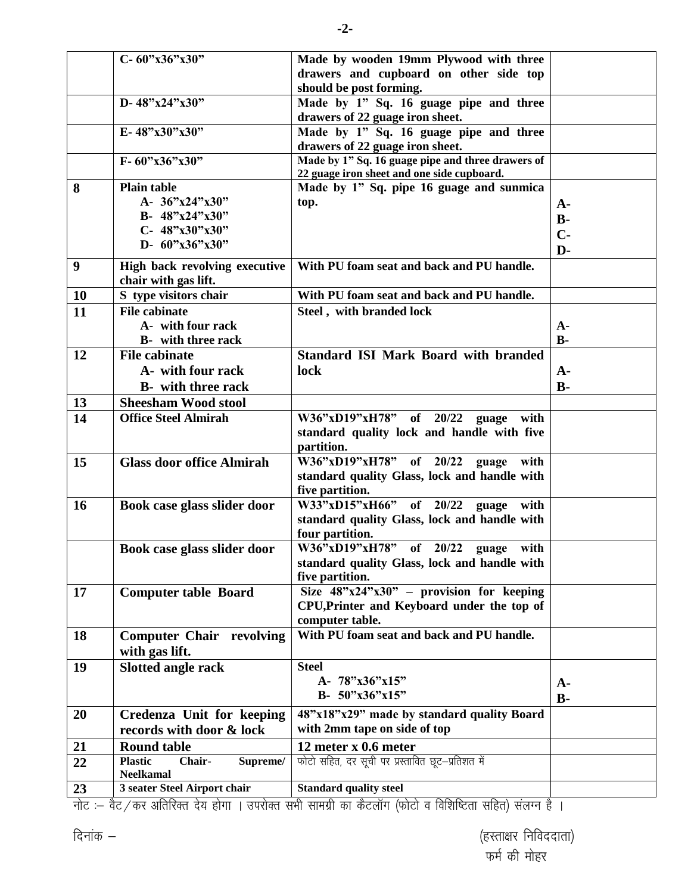| | | | |
|---|---|---|---|
| | C- 60"x36"x30" | Made by wooden 19mm Plywood with three drawers and cupboard on other side top should be post forming. | |
| | D- 48"x24"x30" | Made by 1" Sq. 16 guage pipe and three drawers of 22 guage iron sheet. | |
| | E- 48"x30"x30" | Made by 1" Sq. 16 guage pipe and three drawers of 22 guage iron sheet. | |
| | F- 60"x36"x30" | Made by 1" Sq. 16 guage pipe and three drawers of 22 guage iron sheet and one side cupboard. | |
| **8** | **Plain table**<br>A- 36"x24"x30"<br>B- 48"x24"x30"<br>C- 48"x30"x30"<br>D- 60"x36"x30" | Made by 1" Sq. pipe 16 guage and sunmica top. | A-<br>B-<br>C-<br>D- |
| **9** | **High back revolving executive chair with gas lift.** | With PU foam seat and back and PU handle. | |
| **10** | **S type visitors chair** | With PU foam seat and back and PU handle. | |
| **11** | **File cabinate**<br>A- with four rack<br>B- with three rack | Steel , with branded lock | A-<br>B- |
| **12** | **File cabinate**<br>A- with four rack<br>B- with three rack | Standard ISI Mark Board with branded lock | A-<br>B- |
| **13** | **Sheesham Wood stool** | | |
| **14** | **Office Steel Almirah** | W36"xD19"xH78" of 20/22 guage with standard quality lock and handle with five partition. | |
| **15** | **Glass door office Almirah** | W36"xD19"xH78" of 20/22 guage with standard quality Glass, lock and handle with five partition. | |
| **16** | **Book case glass slider door** | W33"xD15"xH66" of 20/22 guage with standard quality Glass, lock and handle with four partition. | |
| | **Book case glass slider door** | W36"xD19"xH78" of 20/22 guage with standard quality Glass, lock and handle with five partition. | |
| **17** | **Computer table Board** | Size 48"x24"x30" – provision for keeping CPU,Printer and Keyboard under the top of computer table. | |
| **18** | **Computer Chair revolving with gas lift.** | With PU foam seat and back and PU handle. | |
| **19** | **Slotted angle rack** | Steel<br>A- 78"x36"x15"<br>B- 50"x36"x15" | A-<br>B- |
| **20** | **Credenza Unit for keeping records with door & lock** | 48"x18"x29" made by standard quality Board with 2mm tape on side of top | |
| **21** | **Round table** | 12 meter x 0.6 meter | |
| **22** | **Plastic Chair- Supreme/ Neelkamal** | फोटो सहित, दर सूची पर प्रस्तावित छूट–प्रतिशत में | |
| **23** | **3 seater Steel Airport chair** | Standard quality steel | |

नोट :– वैट/कर अतिरिक्त देय होगा । उपरोक्त सभी सामग्री का कैटलॉग (फोटो व विशिष्टिता सहित) संलग्न है ।

दिनांक –

(हस्ताक्षर निविददाता)

फर्म की मोहर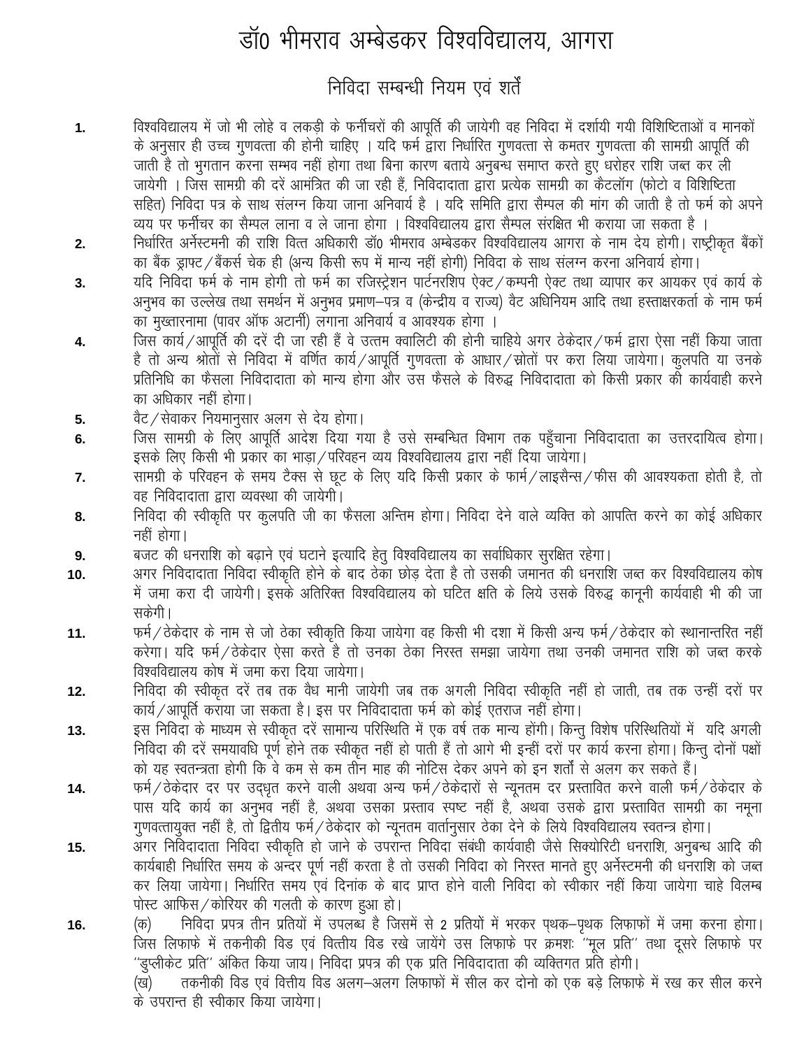# डॉ0 भीमराव अम्बेडकर विश्वविद्यालय, आगरा

## निविदा सम्बन्धी नियम एवं शर्तें

1. विश्वविद्यालय में जो भी लोहे व लकड़ी के फर्नीचरों की आपूर्ति की जायेगी वह निविदा में दर्शायी गयी विशिष्टिताओं व मानकों के अनुसार ही उच्च गुणवत्ता की होनी चाहिए । यदि फर्म द्वारा निर्धारित गुणवत्ता से कमतर गुणवत्ता की सामग्री आपूर्ति की जाती है तो भुगतान करना सम्भव नहीं होगा तथा बिना कारण बताये अनुबन्ध समाप्त करते हुए धरोहर राशि जब्त कर ली जायेगी । जिस सामग्री की दरें आमंत्रित की जा रही हैं, निविदादाता द्वारा प्रत्येक सामग्री का कैटलॉग (फोटो व विशिष्टिता सहित) निविदा पत्र के साथ संलग्न किया जाना अनिवार्य है । यदि समिति द्वारा सैम्पल की मांग की जाती है तो फर्म को अपने व्यय पर फर्नीचर का सैम्पल लाना व ले जाना होगा । विश्वविद्यालय द्वारा सैम्पल संरक्षित भी कराया जा सकता है ।
2. निर्धारित अर्नेस्टमनी की राशि वित्त अधिकारी डॉ0 भीमराव अम्बेडकर विश्वविद्यालय आगरा के नाम देय होगी। राष्ट्रीकृत बैंकों का बैंक ड्राफ्ट/बैंकर्स चेक ही (अन्य किसी रूप में मान्य नहीं होगी) निविदा के साथ संलग्न करना अनिवार्य होगा।
3. यदि निविदा फर्म के नाम होगी तो फर्म का रजिस्ट्रेशन पार्टनरशिप ऐक्ट/कम्पनी ऐक्ट तथा व्यापार कर आयकर एवं कार्य के अनुभव का उल्लेख तथा समर्थन में अनुभव प्रमाण–पत्र व (केन्द्रीय व राज्य) वैट अधिनियम आदि तथा हस्ताक्षरकर्ता के नाम फर्म का मुख्तारनामा (पावर ऑफ अटार्नी) लगाना अनिवार्य व आवश्यक होगा ।
4. जिस कार्य/आपूर्ति की दरें दी जा रही हैं वे उत्तम क्वालिटी की होनी चाहिये अगर ठेकेदार/फर्म द्वारा ऐसा नहीं किया जाता है तो अन्य श्रोतों से निविदा में वर्णित कार्य/आपूर्ति गुणवत्ता के आधार/स्रोतों पर करा लिया जायेगा। कुलपति या उनके प्रतिनिधि का फैसला निविदादाता को मान्य होगा और उस फैसले के विरुद्ध निविदादाता को किसी प्रकार की कार्यवाही करने का अधिकार नहीं होगा।
5. वैट/सेवाकर नियमानुसार अलग से देय होगा।
6. जिस सामग्री के लिए आपूर्ति आदेश दिया गया है उसे सम्बन्धित विभाग तक पहुँचाना निविदादाता का उत्तरदायित्व होगा। इसके लिए किसी भी प्रकार का भाड़ा/परिवहन व्यय विश्वविद्यालय द्वारा नहीं दिया जायेगा।
7. सामग्री के परिवहन के समय टैक्स से छूट के लिए यदि किसी प्रकार के फार्म/लाइसैन्स/फीस की आवश्यकता होती है, तो वह निविदादाता द्वारा व्यवस्था की जायेगी।
8. निविदा की स्वीकृति पर कुलपति जी का फैसला अन्तिम होगा। निविदा देने वाले व्यक्ति को आपत्ति करने का कोई अधिकार नहीं होगा।
9. बजट की धनराशि को बढ़ाने एवं घटाने इत्यादि हेतु विश्वविद्यालय का सर्वाधिकार सुरक्षित रहेगा।
10. अगर निविदादाता निविदा स्वीकृति होने के बाद ठेका छोड़ देता है तो उसकी जमानत की धनराशि जब्त कर विश्वविद्यालय कोष में जमा करा दी जायेगी। इसके अतिरिक्त विश्वविद्यालय को घटित क्षति के लिये उसके विरुद्ध कानूनी कार्यवाही भी की जा सकेगी।
11. फर्म/ठेकेदार के नाम से जो ठेका स्वीकृति किया जायेगा वह किसी भी दशा में किसी अन्य फर्म/ठेकेदार को स्थानान्तरित नहीं करेगा। यदि फर्म/ठेकेदार ऐसा करते है तो उनका ठेका निरस्त समझा जायेगा तथा उनकी जमानत राशि को जब्त करके विश्वविद्यालय कोष में जमा करा दिया जायेगा।
12. निविदा की स्वीकृत दरें तब तक वैध मानी जायेगी जब तक अगली निविदा स्वीकृति नहीं हो जाती, तब तक उन्हीं दरों पर कार्य/आपूर्ति कराया जा सकता है। इस पर निविदादाता फर्म को कोई एतराज नहीं होगा।
13. इस निविदा के माध्यम से स्वीकृत दरें सामान्य परिस्थिति में एक वर्ष तक मान्य होंगी। किन्तु विशेष परिस्थितियों में यदि अगली निविदा की दरें समयावधि पूर्ण होने तक स्वीकृत नहीं हो पाती हैं तो आगे भी इन्हीं दरों पर कार्य करना होगा। किन्तु दोनों पक्षों को यह स्वतन्त्रता होगी कि वे कम से कम तीन माह की नोटिस देकर अपने को इन शर्तों से अलग कर सकते हैं।
14. फर्म/ठेकेदार दर पर उद्धृत करने वाली अथवा अन्य फर्म/ठेकेदारों से न्यूनतम दर प्रस्तावित करने वाली फर्म/ठेकेदार के पास यदि कार्य का अनुभव नहीं है, अथवा उसका प्रस्ताव स्पष्ट नहीं है, अथवा उसके द्वारा प्रस्तावित सामग्री का नमूना गुणवत्तायुक्त नहीं है, तो द्वितीय फर्म/ठेकेदार को न्यूनतम वार्तानुसार ठेका देने के लिये विश्वविद्यालय स्वतन्त्र होगा।
15. अगर निविदादाता निविदा स्वीकृति हो जाने के उपरान्त निविदा संबंधी कार्यवाही जैसे सिक्योरिटी धनराशि, अनुबन्ध आदि की कार्यबाही निर्धारित समय के अन्दर पूर्ण नहीं करता है तो उसकी निविदा को निरस्त मानते हुए अर्नेस्टमनी की धनराशि को जब्त कर लिया जायेगा। निर्धारित समय एवं दिनांक के बाद प्राप्त होने वाली निविदा को स्वीकार नहीं किया जायेगा चाहे विलम्ब पोस्ट आफिस/कोरियर की गलती के कारण हुआ हो।
16. (क) निविदा प्रपत्र तीन प्रतियों में उपलब्ध है जिसमें से 2 प्रतियों में भरकर पृथक–पृथक लिफाफों में जमा करना होगा। जिस लिफाफे में तकनीकी विड एवं वित्तीय विड रखे जायेंगे उस लिफाफे पर क्रमशः ''मूल प्रति'' तथा दूसरे लिफाफे पर ''डुप्लीकेट प्रति'' अंकित किया जाय। निविदा प्रपत्र की एक प्रति निविदादाता की व्यक्तिगत प्रति होगी।

    (ख) तकनीकी विड एवं वित्तीय विड अलग–अलग लिफाफों में सील कर दोनो को एक बड़े लिफाफे में रख कर सील करने के उपरान्त ही स्वीकार किया जायेगा।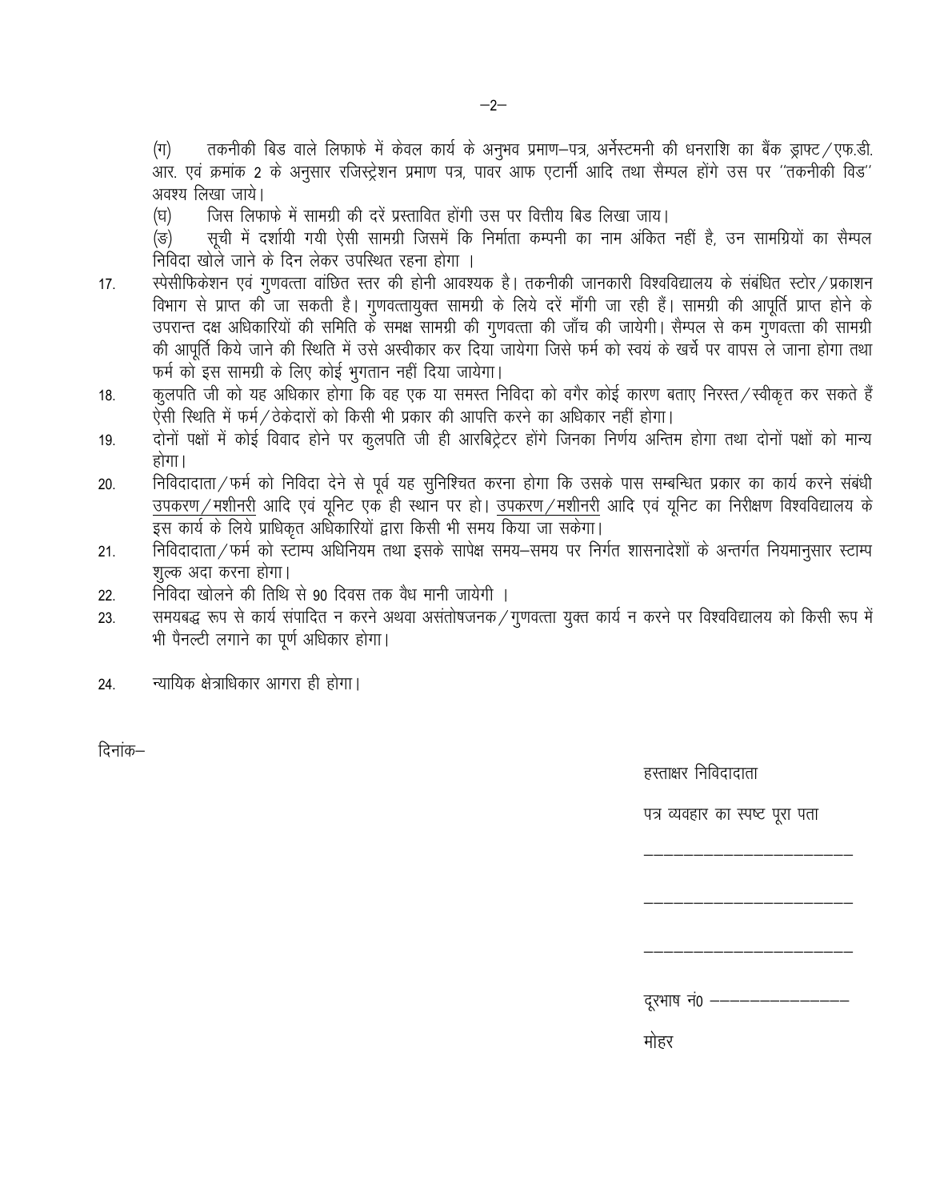(ग) तकनीकी बिड वाले लिफाफे में केवल कार्य के अनुभव प्रमाण–पत्र, अर्नेस्टमनी की धनराशि का बैंक ड्राफ्ट/एफ.डी. आर. एवं क्रमांक 2 के अनुसार रजिस्ट्रेशन प्रमाण पत्र, पावर आफ एटार्नी आदि तथा सैम्पल होंगे उस पर "तकनीकी विड" अवश्य लिखा जाये।

(घ) जिस लिफाफे में सामग्री की दरें प्रस्तावित होंगी उस पर वित्तीय बिड लिखा जाय।

(ङ) सूची में दर्शायी गयी ऐसी सामग्री जिसमें कि निर्माता कम्पनी का नाम अंकित नहीं है, उन सामग्रियों का सैम्पल निविदा खोले जाने के दिन लेकर उपस्थित रहना होगा ।

17. स्पेसीफिकेशन एवं गुणवत्ता वांछित स्तर की होनी आवश्यक है। तकनीकी जानकारी विश्वविद्यालय के संबंधित स्टोर/प्रकाशन विभाग से प्राप्त की जा सकती है। गुणवत्तायुक्त सामग्री के लिये दरें माँगी जा रही हैं। सामग्री की आपूर्ति प्राप्त होने के उपरान्त दक्ष अधिकारियों की समिति के समक्ष सामग्री की गुणवत्ता की जाँच की जायेगी। सैम्पल से कम गुणवत्ता की सामग्री की आपूर्ति किये जाने की स्थिति में उसे अस्वीकार कर दिया जायेगा जिसे फर्म को स्वयं के खर्चे पर वापस ले जाना होगा तथा फर्म को इस सामग्री के लिए कोई भुगतान नहीं दिया जायेगा।

18. कुलपति जी को यह अधिकार होगा कि वह एक या समस्त निविदा को वगैर कोई कारण बताए निरस्त/स्वीकृत कर सकते हैं ऐसी स्थिति में फर्म/ठेकेदारों को किसी भी प्रकार की आपत्ति करने का अधिकार नहीं होगा।

19. दोनों पक्षों में कोई विवाद होने पर कुलपति जी ही आरबिट्रेटर होंगे जिनका निर्णय अन्तिम होगा तथा दोनों पक्षों को मान्य होगा।

20. निविदादाता/फर्म को निविदा देने से पूर्व यह सुनिश्चित करना होगा कि उसके पास सम्बन्धित प्रकार का कार्य करने संबंधी <u>उपकरण/मशीनरी</u> आदि एवं यूनिट एक ही स्थान पर हो। <u>उपकरण/मशीनरी</u> आदि एवं यूनिट का निरीक्षण विश्वविद्यालय के इस कार्य के लिये प्राधिकृत अधिकारियों द्वारा किसी भी समय किया जा सकेगा।

21. निविदादाता/फर्म को स्टाम्प अधिनियम तथा इसके सापेक्ष समय–समय पर निर्गत शासनादेशों के अन्तर्गत नियमानुसार स्टाम्प शुल्क अदा करना होगा।

22. निविदा खोलने की तिथि से 90 दिवस तक वैध मानी जायेगी ।

23. समयबद्ध रूप से कार्य संपादित न करने अथवा असंतोषजनक/गुणवत्ता युक्त कार्य न करने पर विश्वविद्यालय को किसी रूप में भी पैनल्टी लगाने का पूर्ण अधिकार होगा।

24. न्यायिक क्षेत्राधिकार आगरा ही होगा।

दिनांक–

हस्ताक्षर निविदादाता

पत्र व्यवहार का स्पष्ट पूरा पता

______________________

______________________

______________________

दूरभाष नं0 ————————

मोहर